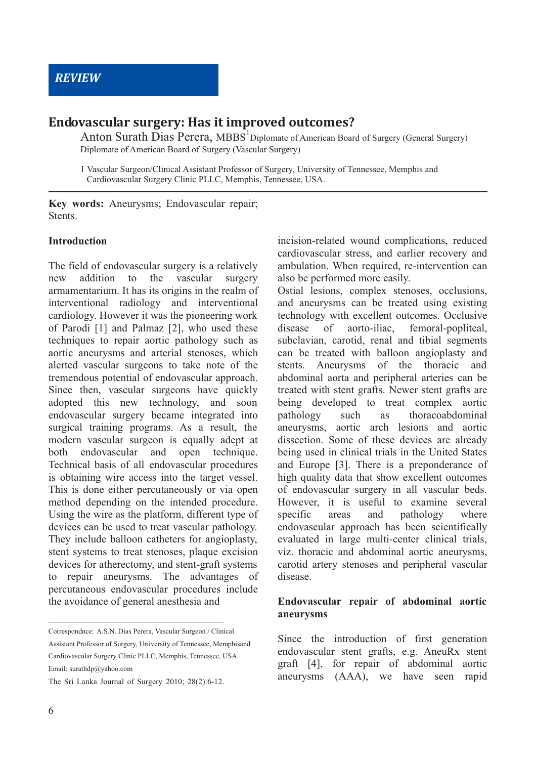REVIEW

# Endovascular surgery: Has it improved outcomes?

Anton Surath Dias Perera, MBBS[1] Diplomate of American Board of Surgery (General Surgery) Diplomate of American Board of Surgery (Vascular Surgery)

1 Vascular Surgeon/Clinical Assistant Professor of Surgery, University of Tennessee, Memphis and Cardiovascular Surgery Clinic PLLC, Memphis, Tennessee, USA.

**Key words:** Aneurysms; Endovascular repair; Stents.

### Introduction

The field of endovascular surgery is a relatively new addition to the vascular surgery armamentarium. It has its origins in the realm of interventional radiology and interventional cardiology. However it was the pioneering work of Parodi [1] and Palmaz [2], who used these techniques to repair aortic pathology such as aortic aneurysms and arterial stenoses, which alerted vascular surgeons to take note of the tremendous potential of endovascular approach. Since then, vascular surgeons have quickly adopted this new technology, and soon endovascular surgery became integrated into surgical training programs. As a result, the modern vascular surgeon is equally adept at both endovascular and open technique. Technical basis of all endovascular procedures is obtaining wire access into the target vessel. This is done either percutaneously or via open method depending on the intended procedure. Using the wire as the platform, different type of devices can be used to treat vascular pathology. They include balloon catheters for angioplasty, stent systems to treat stenoses, plaque excision devices for atherectomy, and stent-graft systems to repair aneurysms. The advantages of percutaneous endovascular procedures include the avoidance of general anesthesia and incision-related wound complications, reduced cardiovascular stress, and earlier recovery and ambulation. When required, re-intervention can also be performed more easily.

Ostial lesions, complex stenoses, occlusions, and aneurysms can be treated using existing technology with excellent outcomes. Occlusive disease of aorto-iliac, femoral-popliteal, subclavian, carotid, renal and tibial segments can be treated with balloon angioplasty and stents. Aneurysms of the thoracic and abdominal aorta and peripheral arteries can be treated with stent grafts. Newer stent grafts are being developed to treat complex aortic pathology such as thoracoabdominal aneurysms, aortic arch lesions and aortic dissection. Some of these devices are already being used in clinical trials in the United States and Europe [3]. There is a preponderance of high quality data that show excellent outcomes of endovascular surgery in all vascular beds. However, it is useful to examine several specific areas and pathology where endovascular approach has been scientifically evaluated in large multi-center clinical trials, viz. thoracic and abdominal aortic aneurysms, carotid artery stenoses and peripheral vascular disease.

### Endovascular repair of abdominal aortic aneurysms

Since the introduction of first generation endovascular stent grafts, e.g. AneuRx stent graft [4], for repair of abdominal aortic aneurysms (AAA), we have seen rapid

---

Correspondnce: A.S.N. Dias Perera, Vascular Surgeon / Clinical Assistant Professor of Surgery, University of Tennessee, Memphisand Cardiovascular Surgery Clinic PLLC, Memphis, Tennessee, USA. Email: surathdp@yahoo.com

The Sri Lanka Journal of Surgery 2010; 28(2):6-12.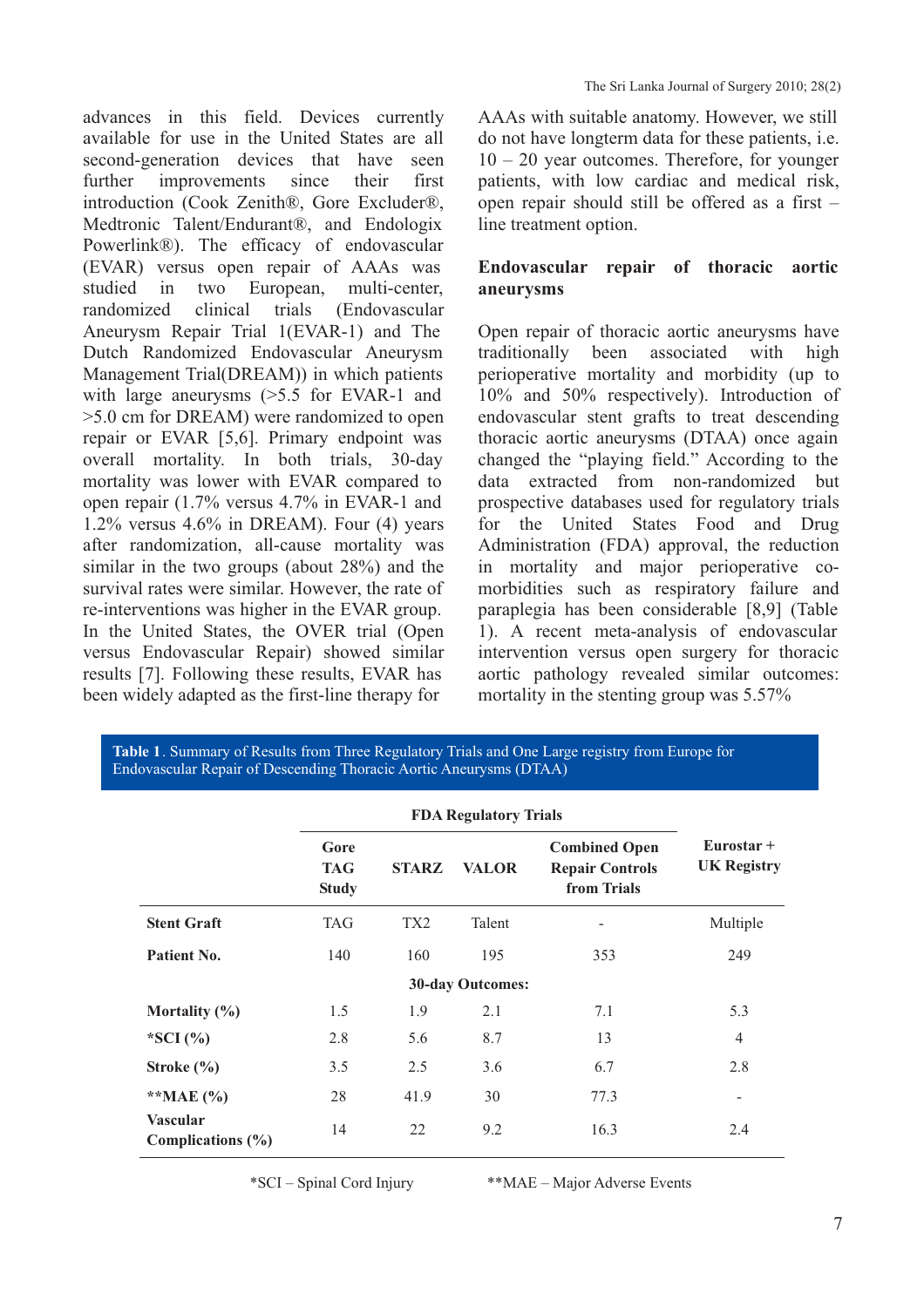advances in this field. Devices currently available for use in the United States are all second-generation devices that have seen further improvements since their first introduction (Cook Zenith®, Gore Excluder®, Medtronic Talent/Endurant®, and Endologix Powerlink®). The efficacy of endovascular (EVAR) versus open repair of AAAs was studied in two European, multi-center, randomized clinical trials (Endovascular Aneurysm Repair Trial 1(EVAR-1) and The Dutch Randomized Endovascular Aneurysm Management Trial(DREAM)) in which patients with large aneurysms (>5.5 for EVAR-1 and >5.0 cm for DREAM) were randomized to open repair or EVAR [5,6]. Primary endpoint was overall mortality. In both trials, 30-day mortality was lower with EVAR compared to open repair (1.7% versus 4.7% in EVAR-1 and 1.2% versus 4.6% in DREAM). Four (4) years after randomization, all-cause mortality was similar in the two groups (about 28%) and the survival rates were similar. However, the rate of re-interventions was higher in the EVAR group. In the United States, the OVER trial (Open versus Endovascular Repair) showed similar results [7]. Following these results, EVAR has been widely adapted as the first-line therapy for AAAs with suitable anatomy. However, we still do not have longterm data for these patients, i.e. 10 – 20 year outcomes. Therefore, for younger patients, with low cardiac and medical risk, open repair should still be offered as a first – line treatment option.

## Endovascular repair of thoracic aortic aneurysms

Open repair of thoracic aortic aneurysms have traditionally been associated with high perioperative mortality and morbidity (up to 10% and 50% respectively). Introduction of endovascular stent grafts to treat descending thoracic aortic aneurysms (DTAA) once again changed the "playing field." According to the data extracted from non-randomized but prospective databases used for regulatory trials for the United States Food and Drug Administration (FDA) approval, the reduction in mortality and major perioperative co-morbidities such as respiratory failure and paraplegia has been considerable [8,9] (Table 1). A recent meta-analysis of endovascular intervention versus open surgery for thoracic aortic pathology revealed similar outcomes: mortality in the stenting group was 5.57%

**Table 1**. Summary of Results from Three Regulatory Trials and One Large registry from Europe for Endovascular Repair of Descending Thoracic Aortic Aneurysms (DTAA)

| | FDA Regulatory Trials | | | | |
|---|---|---|---|---|---|
| | **Gore TAG Study** | **STARZ** | **VALOR** | **Combined Open Repair Controls from Trials** | **Eurostar + UK Registry** |
| **Stent Graft** | TAG | TX2 | Talent | - | Multiple |
| **Patient No.** | 140 | 160 | 195 | 353 | 249 |
| | | | **30-day Outcomes:** | | |
| **Mortality (%)** | 1.5 | 1.9 | 2.1 | 7.1 | 5.3 |
| ***SCI (%)** | 2.8 | 5.6 | 8.7 | 13 | 4 |
| **Stroke (%)** | 3.5 | 2.5 | 3.6 | 6.7 | 2.8 |
| ****MAE (%)** | 28 | 41.9 | 30 | 77.3 | - |
| **Vascular Complications (%)** | 14 | 22 | 9.2 | 16.3 | 2.4 |

*SCI – Spinal Cord Injury **MAE – Major Adverse Events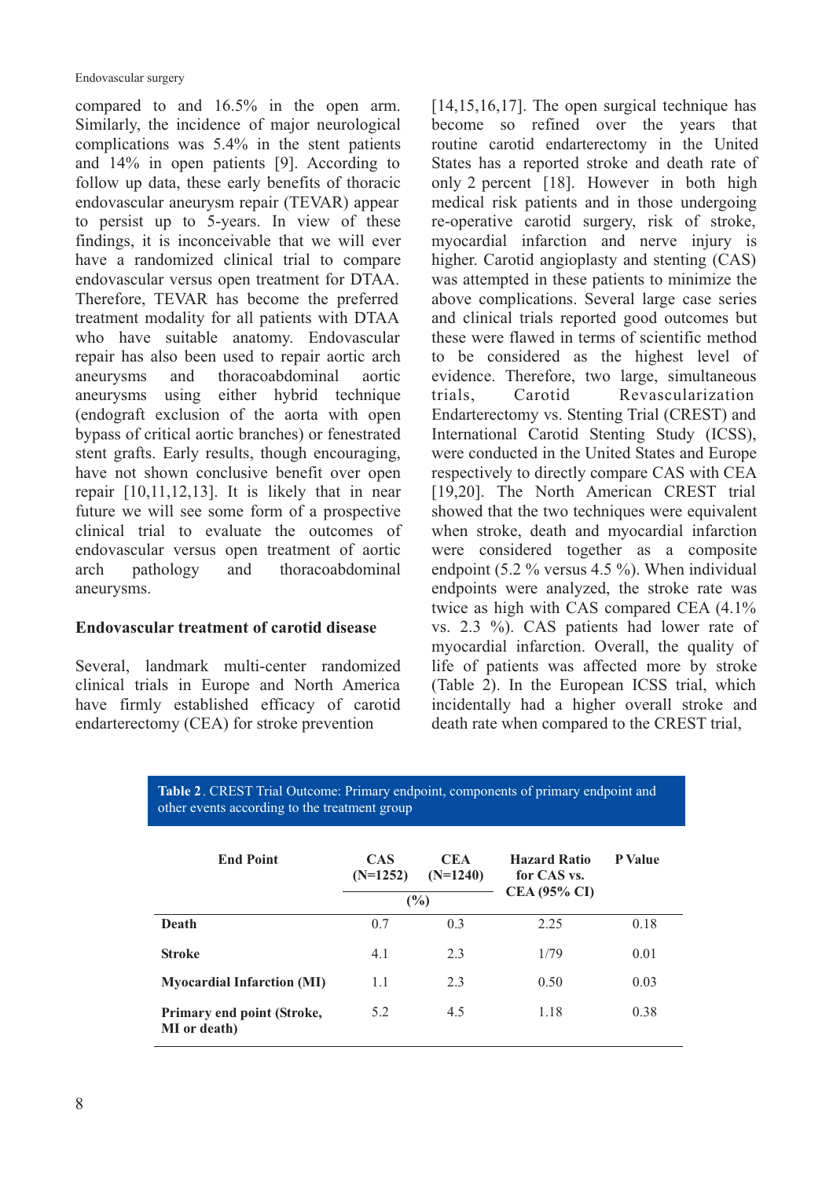compared to and 16.5% in the open arm. Similarly, the incidence of major neurological complications was 5.4% in the stent patients and 14% in open patients [9]. According to follow up data, these early benefits of thoracic endovascular aneurysm repair (TEVAR) appear to persist up to 5-years. In view of these findings, it is inconceivable that we will ever have a randomized clinical trial to compare endovascular versus open treatment for DTAA. Therefore, TEVAR has become the preferred treatment modality for all patients with DTAA who have suitable anatomy. Endovascular repair has also been used to repair aortic arch aneurysms and thoracoabdominal aortic aneurysms using either hybrid technique (endograft exclusion of the aorta with open bypass of critical aortic branches) or fenestrated stent grafts. Early results, though encouraging, have not shown conclusive benefit over open repair [10,11,12,13]. It is likely that in near future we will see some form of a prospective clinical trial to evaluate the outcomes of endovascular versus open treatment of aortic arch pathology and thoracoabdominal aneurysms.

## Endovascular treatment of carotid disease

Several, landmark multi-center randomized clinical trials in Europe and North America have firmly established efficacy of carotid endarterectomy (CEA) for stroke prevention [14,15,16,17]. The open surgical technique has become so refined over the years that routine carotid endarterectomy in the United States has a reported stroke and death rate of only 2 percent [18]. However in both high medical risk patients and in those undergoing re-operative carotid surgery, risk of stroke, myocardial infarction and nerve injury is higher. Carotid angioplasty and stenting (CAS) was attempted in these patients to minimize the above complications. Several large case series and clinical trials reported good outcomes but these were flawed in terms of scientific method to be considered as the highest level of evidence. Therefore, two large, simultaneous trials, Carotid Revascularization Endarterectomy vs. Stenting Trial (CREST) and International Carotid Stenting Study (ICSS), were conducted in the United States and Europe respectively to directly compare CAS with CEA [19,20]. The North American CREST trial showed that the two techniques were equivalent when stroke, death and myocardial infarction were considered together as a composite endpoint (5.2 % versus 4.5 %). When individual endpoints were analyzed, the stroke rate was twice as high with CAS compared CEA (4.1% vs. 2.3 %). CAS patients had lower rate of myocardial infarction. Overall, the quality of life of patients was affected more by stroke (Table 2). In the European ICSS trial, which incidentally had a higher overall stroke and death rate when compared to the CREST trial,

**Table 2**. CREST Trial Outcome: Primary endpoint, components of primary endpoint and other events according to the treatment group

| End Point | CAS (N=1252) | CEA (N=1240) | Hazard Ratio for CAS vs. CEA (95% CI) | P Value |
|---|---|---|---|---|
| | (%) | | | |
| **Death** | 0.7 | 0.3 | 2.25 | 0.18 |
| **Stroke** | 4.1 | 2.3 | 1/79 | 0.01 |
| **Myocardial Infarction (MI)** | 1.1 | 2.3 | 0.50 | 0.03 |
| **Primary end point (Stroke, MI or death)** | 5.2 | 4.5 | 1.18 | 0.38 |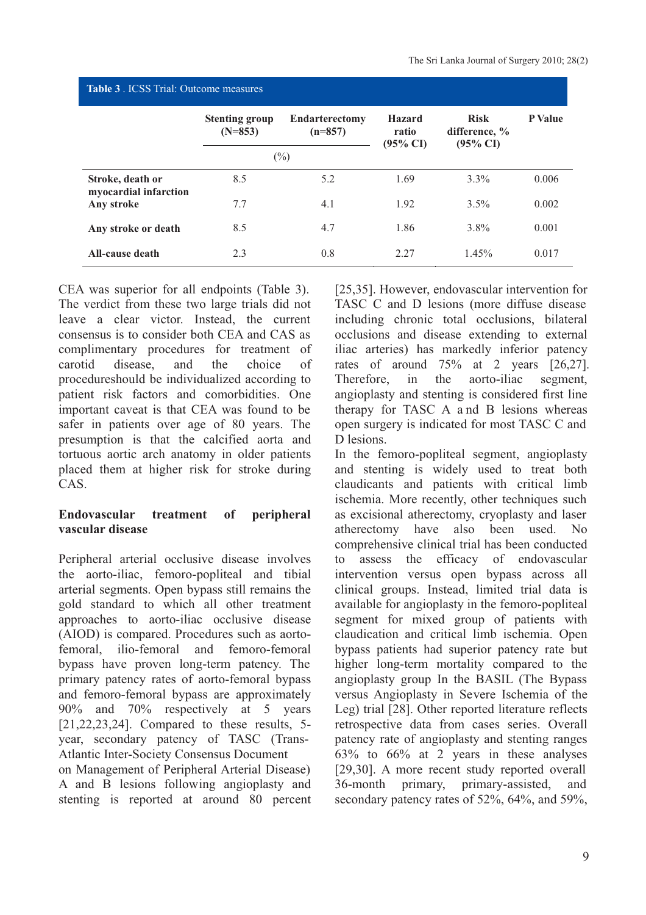**Table 3**. ICSS Trial: Outcome measures

| | Stenting group (N=853) | Endarterectomy (n=857) | Hazard ratio (95% CI) | Risk difference, % (95% CI) | P Value |
|---|---|---|---|---|---|
| | (%) | | | | |
| **Stroke, death or myocardial infarction** | 8.5 | 5.2 | 1.69 | 3.3% | 0.006 |
| **Any stroke** | 7.7 | 4.1 | 1.92 | 3.5% | 0.002 |
| **Any stroke or death** | 8.5 | 4.7 | 1.86 | 3.8% | 0.001 |
| **All-cause death** | 2.3 | 0.8 | 2.27 | 1.45% | 0.017 |

CEA was superior for all endpoints (Table 3). The verdict from these two large trials did not leave a clear victor. Instead, the current consensus is to consider both CEA and CAS as complimentary procedures for treatment of carotid disease, and the choice of procedureshould be individualized according to patient risk factors and comorbidities. One important caveat is that CEA was found to be safer in patients over age of 80 years. The presumption is that the calcified aorta and tortuous aortic arch anatomy in older patients placed them at higher risk for stroke during CAS.

## Endovascular treatment of peripheral vascular disease

Peripheral arterial occlusive disease involves the aorto-iliac, femoro-popliteal and tibial arterial segments. Open bypass still remains the gold standard to which all other treatment approaches to aorto-iliac occlusive disease (AIOD) is compared. Procedures such as aorto-femoral, ilio-femoral and femoro-femoral bypass have proven long-term patency. The primary patency rates of aorto-femoral bypass and femoro-femoral bypass are approximately 90% and 70% respectively at 5 years [21,22,23,24]. Compared to these results, 5-year, secondary patency of TASC (Trans-Atlantic Inter-Society Consensus Document on Management of Peripheral Arterial Disease) A and B lesions following angioplasty and stenting is reported at around 80 percent [25,35]. However, endovascular intervention for TASC C and D lesions (more diffuse disease including chronic total occlusions, bilateral occlusions and disease extending to external iliac arteries) has markedly inferior patency rates of around 75% at 2 years [26,27]. Therefore, in the aorto-iliac segment, angioplasty and stenting is considered first line therapy for TASC A and B lesions whereas open surgery is indicated for most TASC C and D lesions.

In the femoro-popliteal segment, angioplasty and stenting is widely used to treat both claudicants and patients with critical limb ischemia. More recently, other techniques such as excisional atherectomy, cryoplasty and laser atherectomy have also been used. No comprehensive clinical trial has been conducted to assess the efficacy of endovascular intervention versus open bypass across all clinical groups. Instead, limited trial data is available for angioplasty in the femoro-popliteal segment for mixed group of patients with claudication and critical limb ischemia. Open bypass patients had superior patency rate but higher long-term mortality compared to the angioplasty group In the BASIL (The Bypass versus Angioplasty in Severe Ischemia of the Leg) trial [28]. Other reported literature reflects retrospective data from cases series. Overall patency rate of angioplasty and stenting ranges 63% to 66% at 2 years in these analyses [29,30]. A more recent study reported overall 36-month primary, primary-assisted, and secondary patency rates of 52%, 64%, and 59%,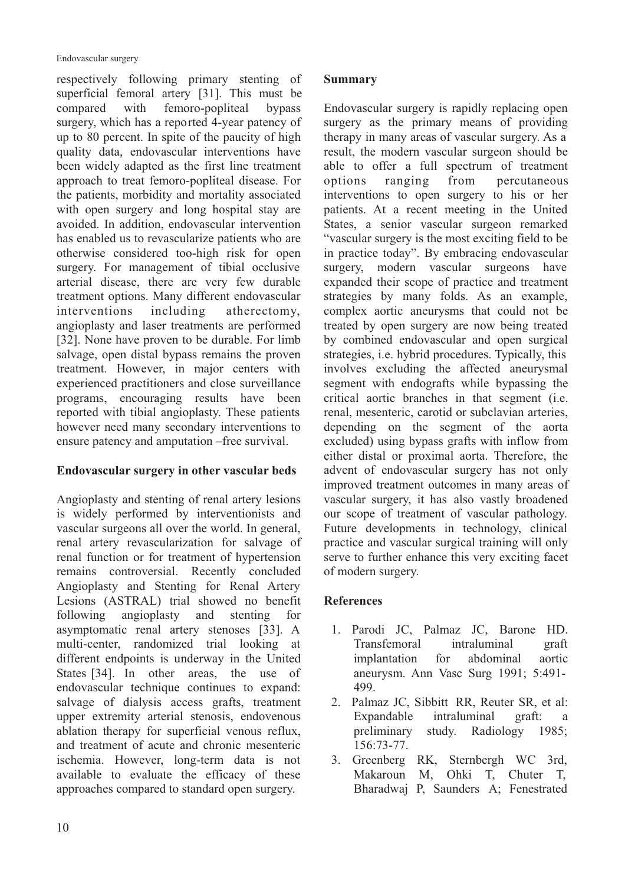respectively following primary stenting of superficial femoral artery [31]. This must be compared with femoro-popliteal bypass surgery, which has a reported 4-year patency of up to 80 percent. In spite of the paucity of high quality data, endovascular interventions have been widely adapted as the first line treatment approach to treat femoro-popliteal disease. For the patients, morbidity and mortality associated with open surgery and long hospital stay are avoided. In addition, endovascular intervention has enabled us to revascularize patients who are otherwise considered too-high risk for open surgery. For management of tibial occlusive arterial disease, there are very few durable treatment options. Many different endovascular interventions including atherectomy, angioplasty and laser treatments are performed [32]. None have proven to be durable. For limb salvage, open distal bypass remains the proven treatment. However, in major centers with experienced practitioners and close surveillance programs, encouraging results have been reported with tibial angioplasty. These patients however need many secondary interventions to ensure patency and amputation –free survival.

## Endovascular surgery in other vascular beds

Angioplasty and stenting of renal artery lesions is widely performed by interventionists and vascular surgeons all over the world. In general, renal artery revascularization for salvage of renal function or for treatment of hypertension remains controversial. Recently concluded Angioplasty and Stenting for Renal Artery Lesions (ASTRAL) trial showed no benefit following angioplasty and stenting for asymptomatic renal artery stenoses [33]. A multi-center, randomized trial looking at different endpoints is underway in the United States [34]. In other areas, the use of endovascular technique continues to expand: salvage of dialysis access grafts, treatment upper extremity arterial stenosis, endovenous ablation therapy for superficial venous reflux, and treatment of acute and chronic mesenteric ischemia. However, long-term data is not available to evaluate the efficacy of these approaches compared to standard open surgery.

## Summary

Endovascular surgery is rapidly replacing open surgery as the primary means of providing therapy in many areas of vascular surgery. As a result, the modern vascular surgeon should be able to offer a full spectrum of treatment options ranging from percutaneous interventions to open surgery to his or her patients. At a recent meeting in the United States, a senior vascular surgeon remarked "vascular surgery is the most exciting field to be in practice today". By embracing endovascular surgery, modern vascular surgeons have expanded their scope of practice and treatment strategies by many folds. As an example, complex aortic aneurysms that could not be treated by open surgery are now being treated by combined endovascular and open surgical strategies, i.e. hybrid procedures. Typically, this involves excluding the affected aneurysmal segment with endografts while bypassing the critical aortic branches in that segment (i.e. renal, mesenteric, carotid or subclavian arteries, depending on the segment of the aorta excluded) using bypass grafts with inflow from either distal or proximal aorta. Therefore, the advent of endovascular surgery has not only improved treatment outcomes in many areas of vascular surgery, it has also vastly broadened our scope of treatment of vascular pathology. Future developments in technology, clinical practice and vascular surgical training will only serve to further enhance this very exciting facet of modern surgery.

## References

1. Parodi JC, Palmaz JC, Barone HD. Transfemoral intraluminal graft implantation for abdominal aortic aneurysm. Ann Vasc Surg 1991; 5:491-499.
2. Palmaz JC, Sibbitt RR, Reuter SR, et al: Expandable intraluminal graft: a preliminary study. Radiology 1985; 156:73-77.
3. Greenberg RK, Sternbergh WC 3rd, Makaroun M, Ohki T, Chuter T, Bharadwaj P, Saunders A; Fenestrated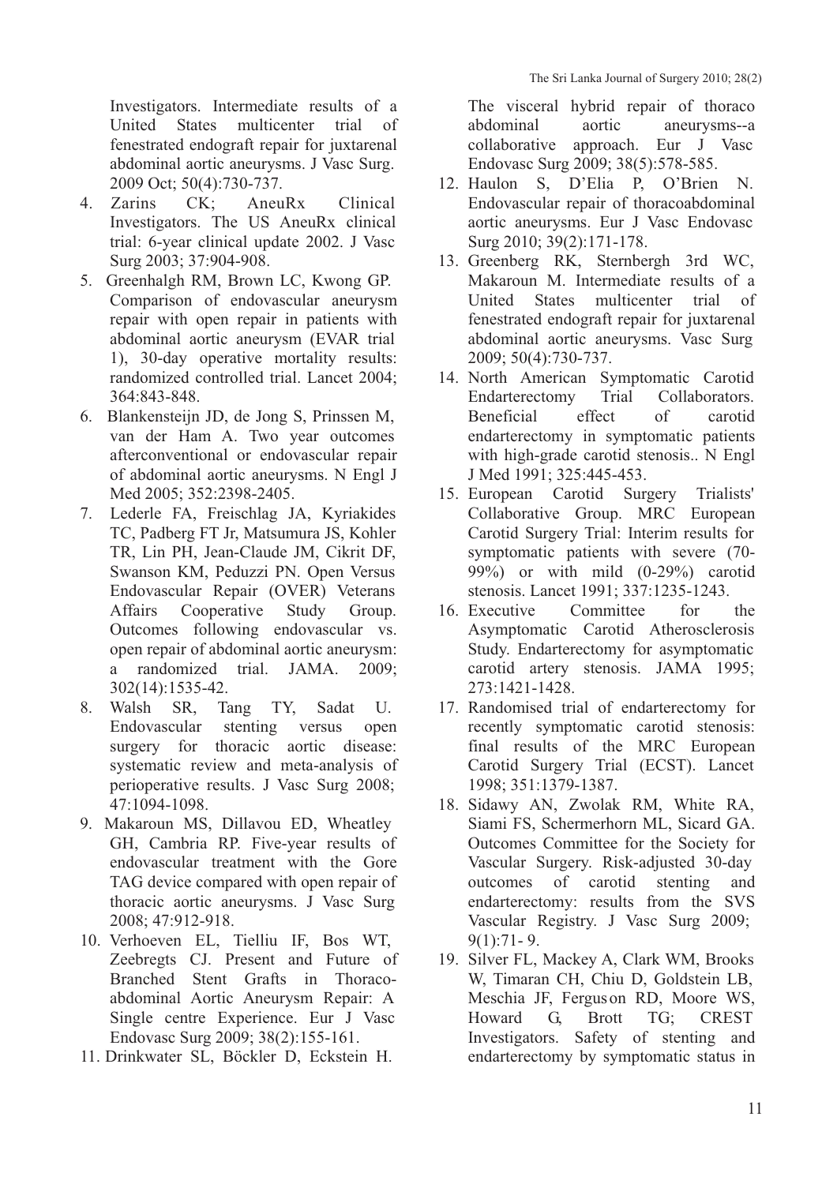Investigators. Intermediate results of a United States multicenter trial of fenestrated endograft repair for juxtarenal abdominal aortic aneurysms. J Vasc Surg. 2009 Oct; 50(4):730-737.

4. Zarins CK; AneuRx Clinical Investigators. The US AneuRx clinical trial: 6-year clinical update 2002. J Vasc Surg 2003; 37:904-908.
5. Greenhalgh RM, Brown LC, Kwong GP. Comparison of endovascular aneurysm repair with open repair in patients with abdominal aortic aneurysm (EVAR trial 1), 30-day operative mortality results: randomized controlled trial. Lancet 2004; 364:843-848.
6. Blankensteijn JD, de Jong S, Prinssen M, van der Ham A. Two year outcomes afterconventional or endovascular repair of abdominal aortic aneurysms. N Engl J Med 2005; 352:2398-2405.
7. Lederle FA, Freischlag JA, Kyriakides TC, Padberg FT Jr, Matsumura JS, Kohler TR, Lin PH, Jean-Claude JM, Cikrit DF, Swanson KM, Peduzzi PN. Open Versus Endovascular Repair (OVER) Veterans Affairs Cooperative Study Group. Outcomes following endovascular vs. open repair of abdominal aortic aneurysm: a randomized trial. JAMA. 2009; 302(14):1535-42.
8. Walsh SR, Tang TY, Sadat U. Endovascular stenting versus open surgery for thoracic aortic disease: systematic review and meta-analysis of perioperative results. J Vasc Surg 2008; 47:1094-1098.
9. Makaroun MS, Dillavou ED, Wheatley GH, Cambria RP. Five-year results of endovascular treatment with the Gore TAG device compared with open repair of thoracic aortic aneurysms. J Vasc Surg 2008; 47:912-918.
10. Verhoeven EL, Tielliu IF, Bos WT, Zeebregts CJ. Present and Future of Branched Stent Grafts in Thoraco-abdominal Aortic Aneurysm Repair: A Single centre Experience. Eur J Vasc Endovasc Surg 2009; 38(2):155-161.
11. Drinkwater SL, Böckler D, Eckstein H. The visceral hybrid repair of thoraco abdominal aortic aneurysms--a collaborative approach. Eur J Vasc Endovasc Surg 2009; 38(5):578-585.
12. Haulon S, D'Elia P, O'Brien N. Endovascular repair of thoracoabdominal aortic aneurysms. Eur J Vasc Endovasc Surg 2010; 39(2):171-178.
13. Greenberg RK, Sternbergh 3rd WC, Makaroun M. Intermediate results of a United States multicenter trial of fenestrated endograft repair for juxtarenal abdominal aortic aneurysms. Vasc Surg 2009; 50(4):730-737.
14. North American Symptomatic Carotid Endarterectomy Trial Collaborators. Beneficial effect of carotid endarterectomy in symptomatic patients with high-grade carotid stenosis.. N Engl J Med 1991; 325:445-453.
15. European Carotid Surgery Trialists' Collaborative Group. MRC European Carotid Surgery Trial: Interim results for symptomatic patients with severe (70-99%) or with mild (0-29%) carotid stenosis. Lancet 1991; 337:1235-1243.
16. Executive Committee for the Asymptomatic Carotid Atherosclerosis Study. Endarterectomy for asymptomatic carotid artery stenosis. JAMA 1995; 273:1421-1428.
17. Randomised trial of endarterectomy for recently symptomatic carotid stenosis: final results of the MRC European Carotid Surgery Trial (ECST). Lancet 1998; 351:1379-1387.
18. Sidawy AN, Zwolak RM, White RA, Siami FS, Schermerhorn ML, Sicard GA. Outcomes Committee for the Society for Vascular Surgery. Risk-adjusted 30-day outcomes of carotid stenting and endarterectomy: results from the SVS Vascular Registry. J Vasc Surg 2009; 9(1):71- 9.
19. Silver FL, Mackey A, Clark WM, Brooks W, Timaran CH, Chiu D, Goldstein LB, Meschia JF, Ferguson RD, Moore WS, Howard G, Brott TG; CREST Investigators. Safety of stenting and endarterectomy by symptomatic status in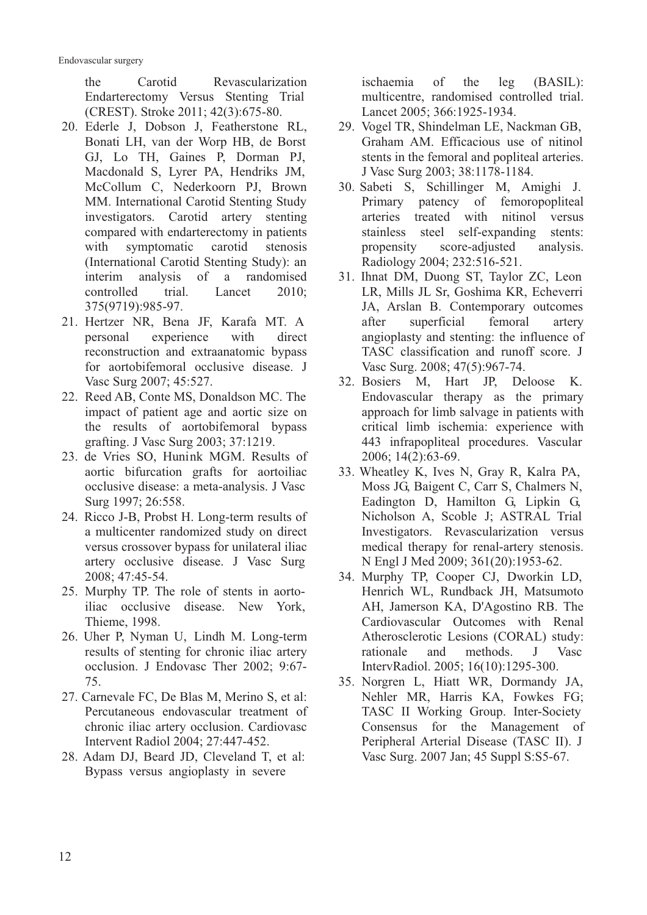the Carotid Revascularization Endarterectomy Versus Stenting Trial (CREST). Stroke 2011; 42(3):675-80.

20. Ederle J, Dobson J, Featherstone RL, Bonati LH, van der Worp HB, de Borst GJ, Lo TH, Gaines P, Dorman PJ, Macdonald S, Lyrer PA, Hendriks JM, McCollum C, Nederkoorn PJ, Brown MM. International Carotid Stenting Study investigators. Carotid artery stenting compared with endarterectomy in patients with symptomatic carotid stenosis (International Carotid Stenting Study): an interim analysis of a randomised controlled trial. Lancet 2010; 375(9719):985-97.
21. Hertzer NR, Bena JF, Karafa MT. A personal experience with direct reconstruction and extraanatomic bypass for aortobifemoral occlusive disease. J Vasc Surg 2007; 45:527.
22. Reed AB, Conte MS, Donaldson MC. The impact of patient age and aortic size on the results of aortobifemoral bypass grafting. J Vasc Surg 2003; 37:1219.
23. de Vries SO, Hunink MGM. Results of aortic bifurcation grafts for aortoiliac occlusive disease: a meta-analysis. J Vasc Surg 1997; 26:558.
24. Ricco J-B, Probst H. Long-term results of a multicenter randomized study on direct versus crossover bypass for unilateral iliac artery occlusive disease. J Vasc Surg 2008; 47:45-54.
25. Murphy TP. The role of stents in aorto-iliac occlusive disease. New York, Thieme, 1998.
26. Uher P, Nyman U, Lindh M. Long-term results of stenting for chronic iliac artery occlusion. J Endovasc Ther 2002; 9:67-75.
27. Carnevale FC, De Blas M, Merino S, et al: Percutaneous endovascular treatment of chronic iliac artery occlusion. Cardiovasc Intervent Radiol 2004; 27:447-452.
28. Adam DJ, Beard JD, Cleveland T, et al: Bypass versus angioplasty in severe ischaemia of the leg (BASIL): multicentre, randomised controlled trial. Lancet 2005; 366:1925-1934.
29. Vogel TR, Shindelman LE, Nackman GB, Graham AM. Efficacious use of nitinol stents in the femoral and popliteal arteries. J Vasc Surg 2003; 38:1178-1184.
30. Sabeti S, Schillinger M, Amighi J. Primary patency of femoropopliteal arteries treated with nitinol versus stainless steel self-expanding stents: propensity score-adjusted analysis. Radiology 2004; 232:516-521.
31. Ihnat DM, Duong ST, Taylor ZC, Leon LR, Mills JL Sr, Goshima KR, Echeverri JA, Arslan B. Contemporary outcomes after superficial femoral artery angioplasty and stenting: the influence of TASC classification and runoff score. J Vasc Surg. 2008; 47(5):967-74.
32. Bosiers M, Hart JP, Deloose K. Endovascular therapy as the primary approach for limb salvage in patients with critical limb ischemia: experience with 443 infrapopliteal procedures. Vascular 2006; 14(2):63-69.
33. Wheatley K, Ives N, Gray R, Kalra PA, Moss JG, Baigent C, Carr S, Chalmers N, Eadington D, Hamilton G, Lipkin G, Nicholson A, Scoble J; ASTRAL Trial Investigators. Revascularization versus medical therapy for renal-artery stenosis. N Engl J Med 2009; 361(20):1953-62.
34. Murphy TP, Cooper CJ, Dworkin LD, Henrich WL, Rundback JH, Matsumoto AH, Jamerson KA, D'Agostino RB. The Cardiovascular Outcomes with Renal Atherosclerotic Lesions (CORAL) study: rationale and methods. J Vasc IntervRadiol. 2005; 16(10):1295-300.
35. Norgren L, Hiatt WR, Dormandy JA, Nehler MR, Harris KA, Fowkes FG; TASC II Working Group. Inter-Society Consensus for the Management of Peripheral Arterial Disease (TASC II). J Vasc Surg. 2007 Jan; 45 Suppl S:S5-67.